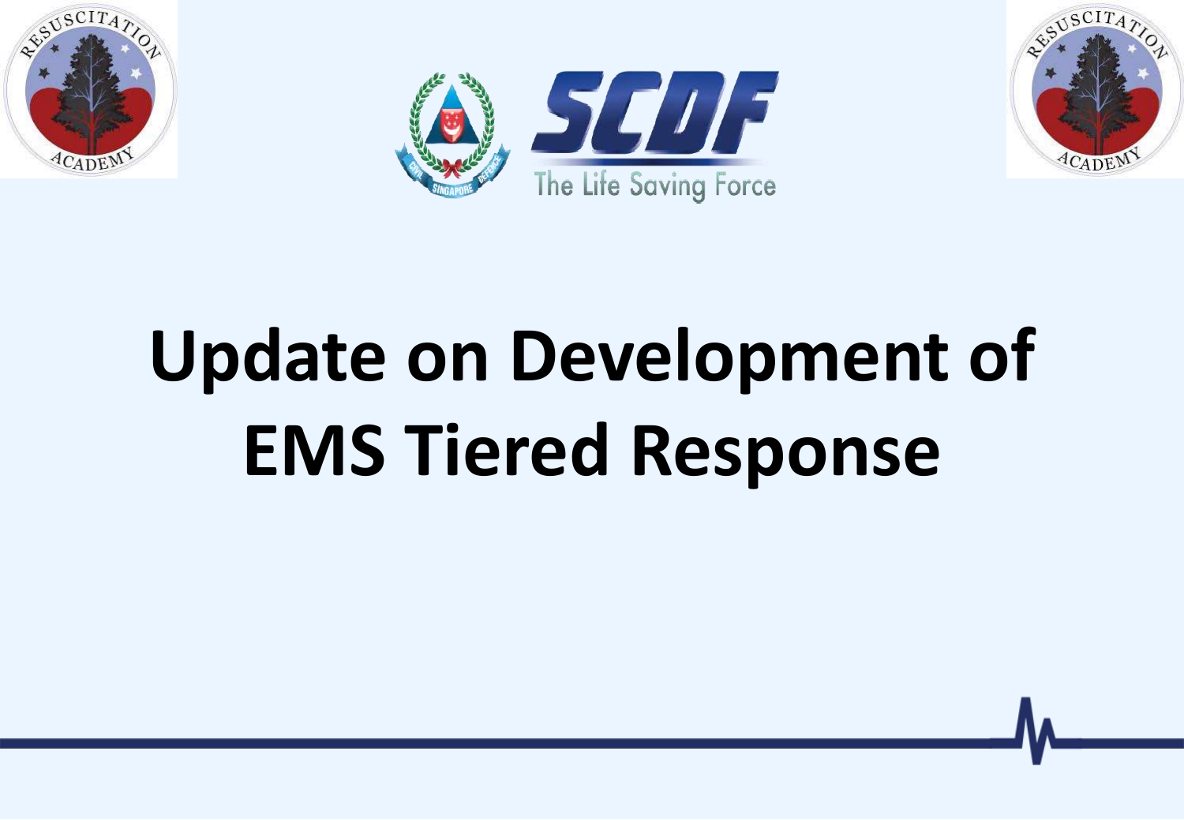# Update on Development of EMS Tiered Response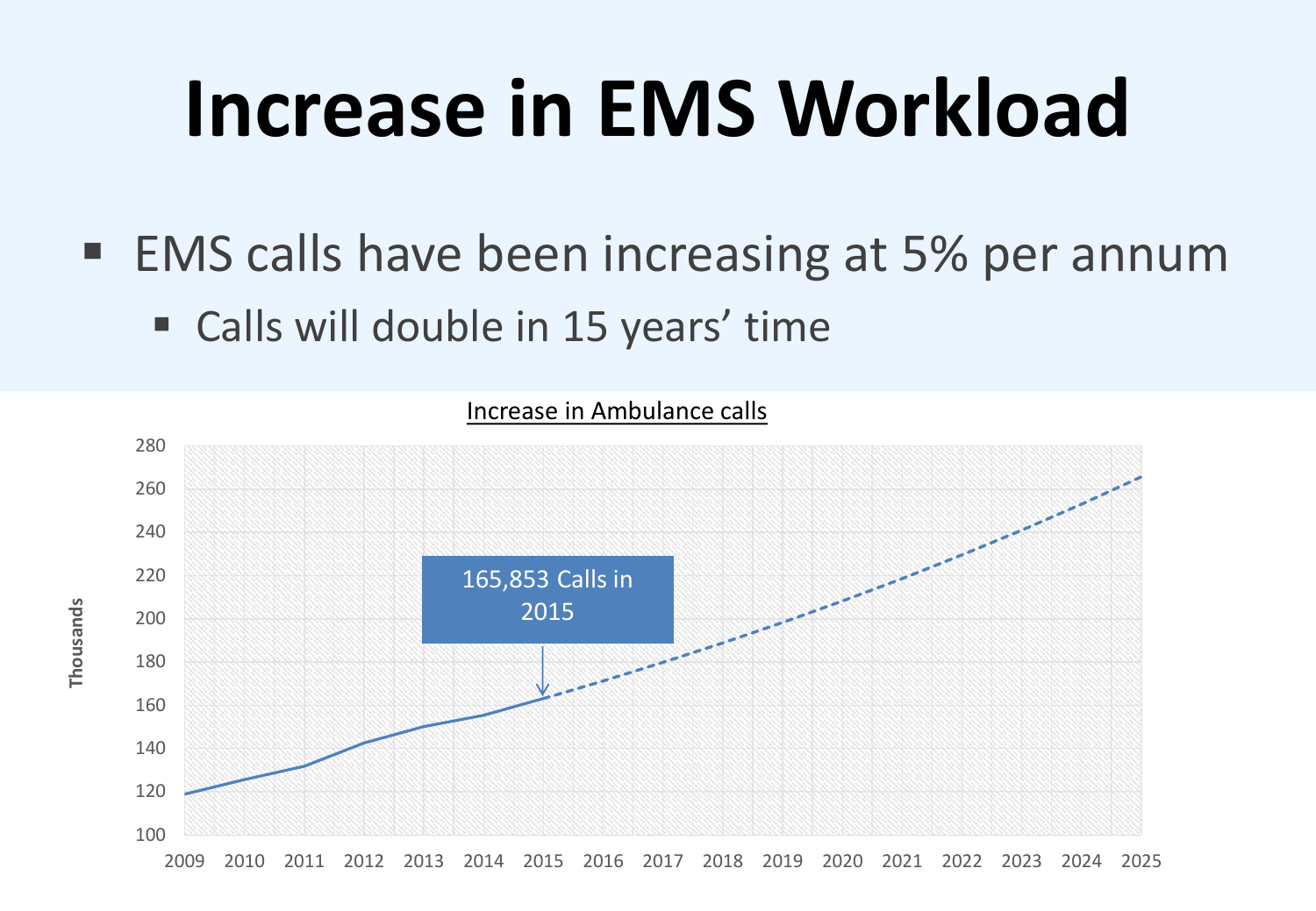# Increase in EMS Workload

- EMS calls have been increasing at 5% per annum
  - Calls will double in 15 years' time

Increase in Ambulance calls

165,853 Calls in 2015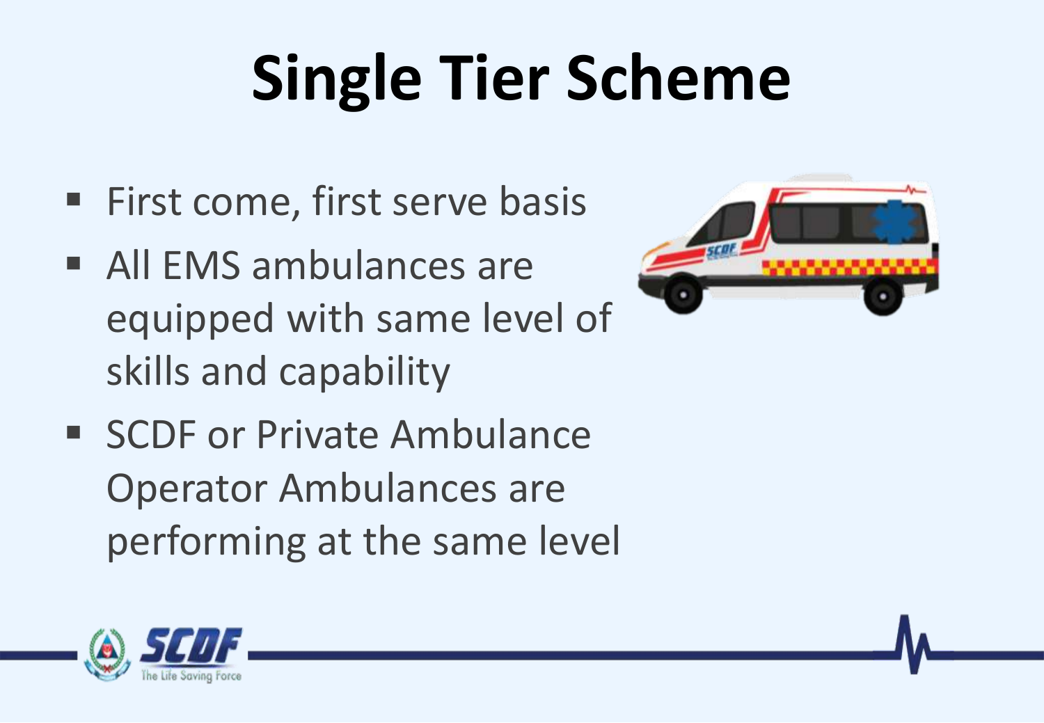# Single Tier Scheme

- First come, first serve basis
- All EMS ambulances are equipped with same level of skills and capability
- SCDF or Private Ambulance Operator Ambulances are performing at the same level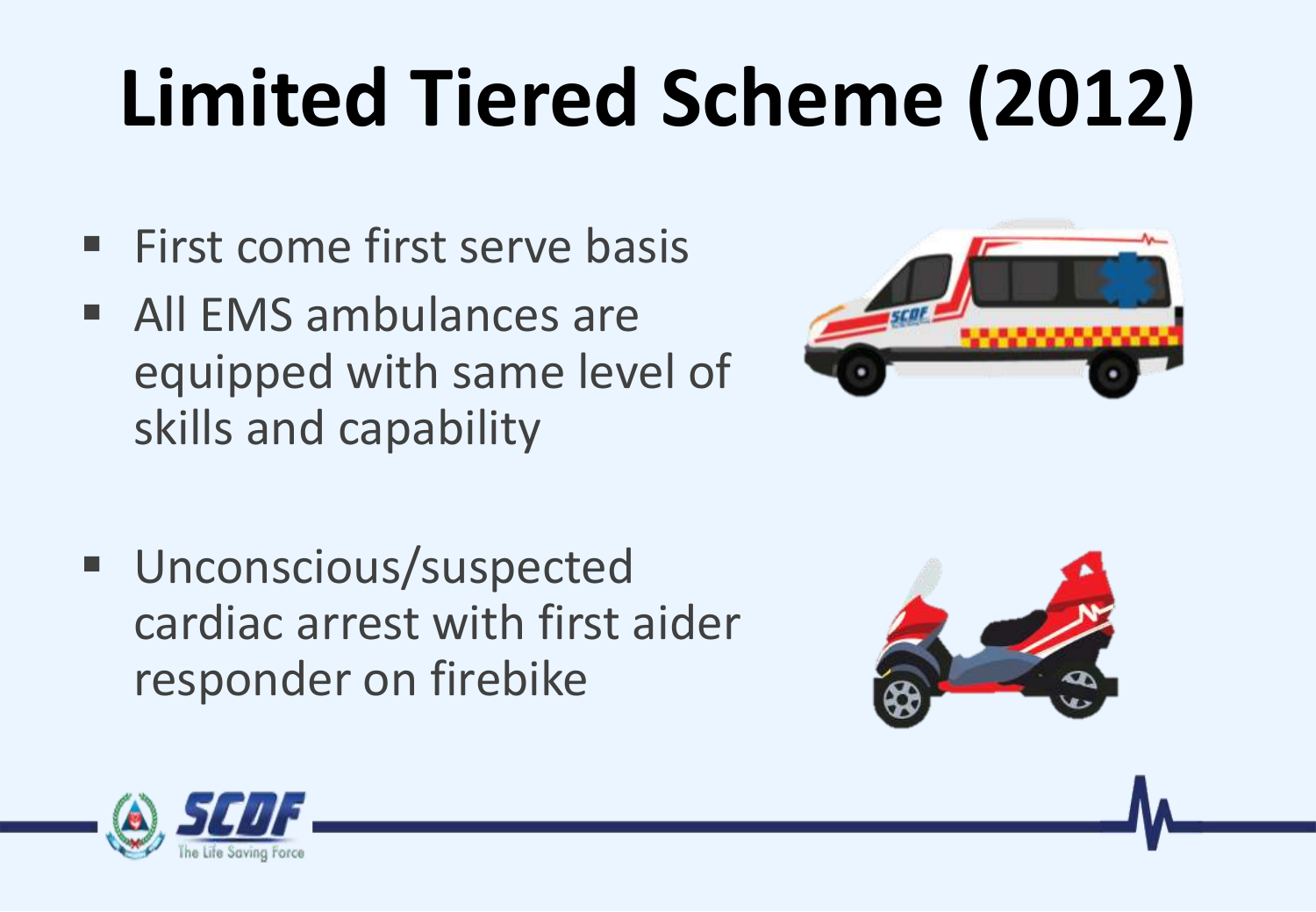# Limited Tiered Scheme (2012)

- First come first serve basis
- All EMS ambulances are equipped with same level of skills and capability

- Unconscious/suspected cardiac arrest with first aider responder on firebike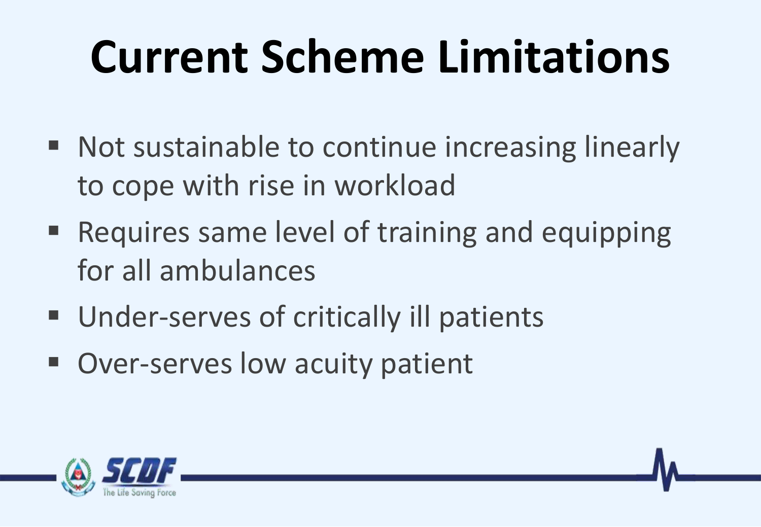# Current Scheme Limitations

- Not sustainable to continue increasing linearly to cope with rise in workload
- Requires same level of training and equipping for all ambulances
- Under-serves of critically ill patients
- Over-serves low acuity patient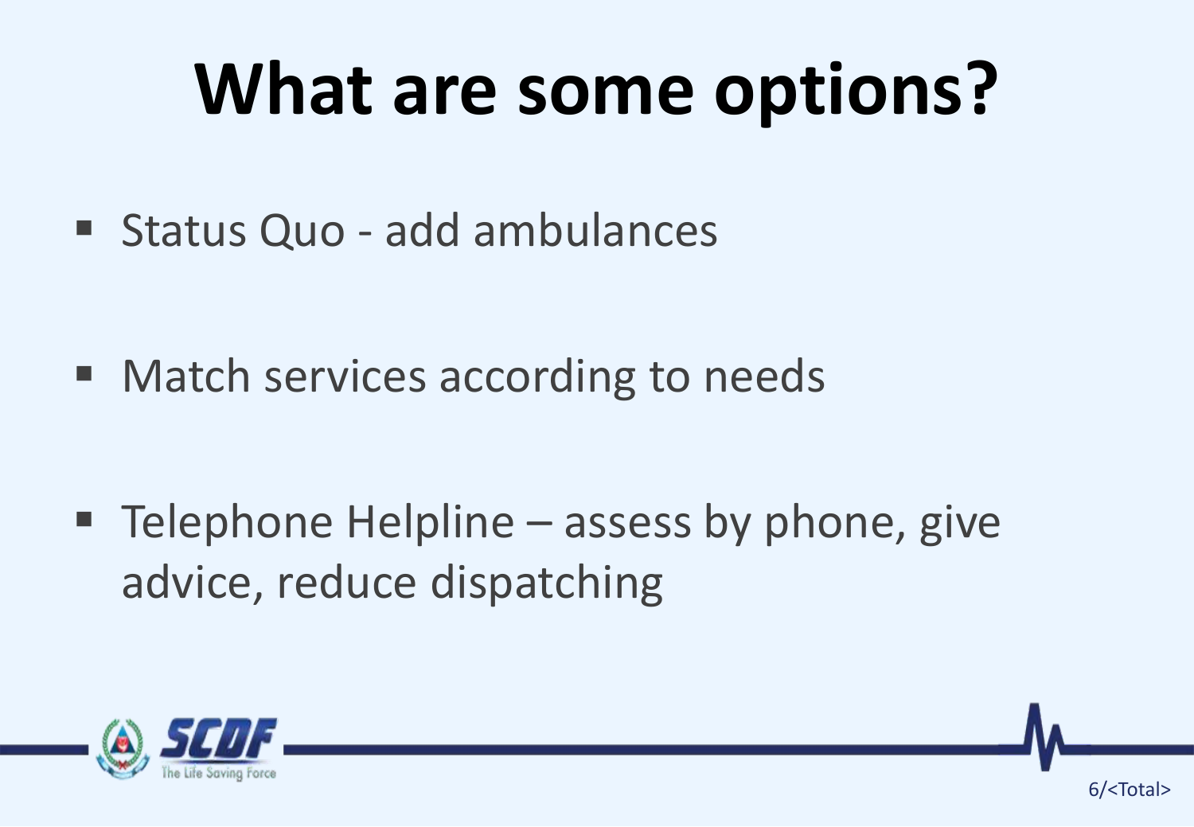# What are some options?

- Status Quo - add ambulances
- Match services according to needs
- Telephone Helpline – assess by phone, give advice, reduce dispatching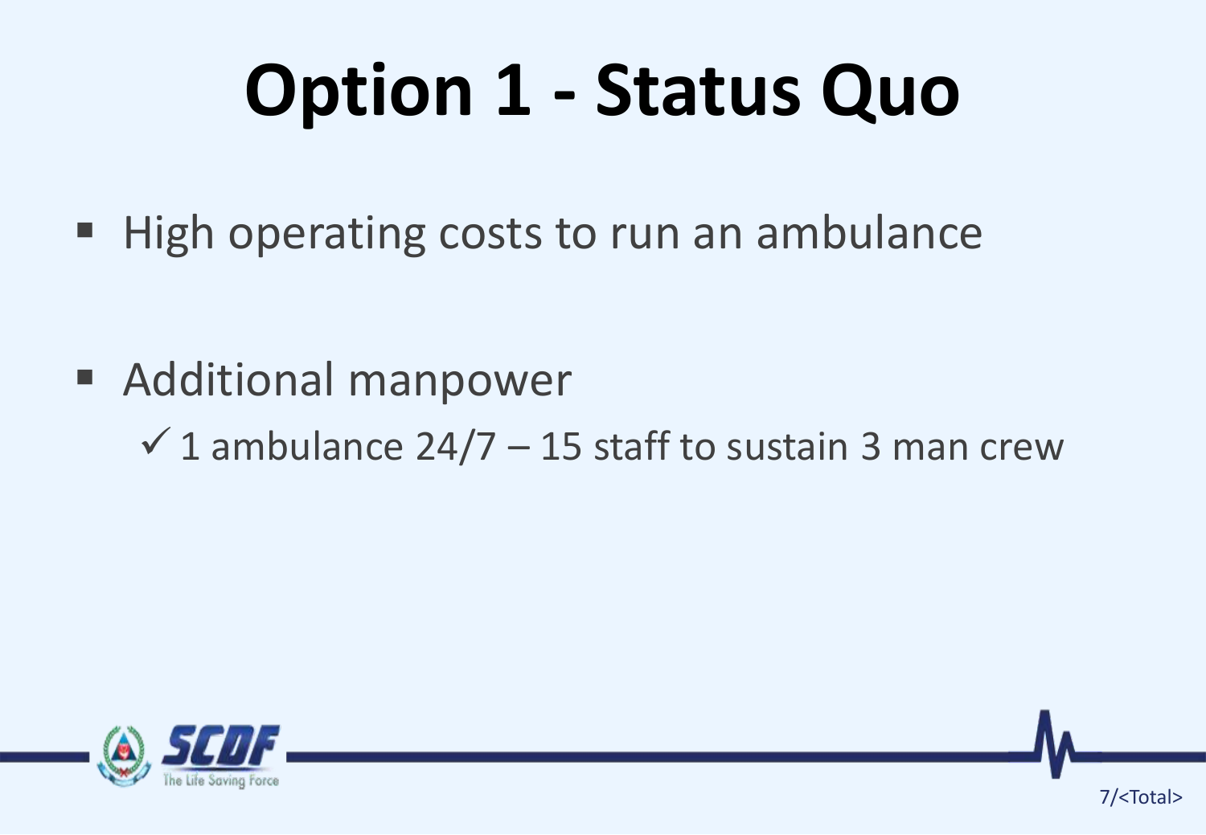# Option 1 - Status Quo

- High operating costs to run an ambulance

- Additional manpower
  - ✓ 1 ambulance 24/7 – 15 staff to sustain 3 man crew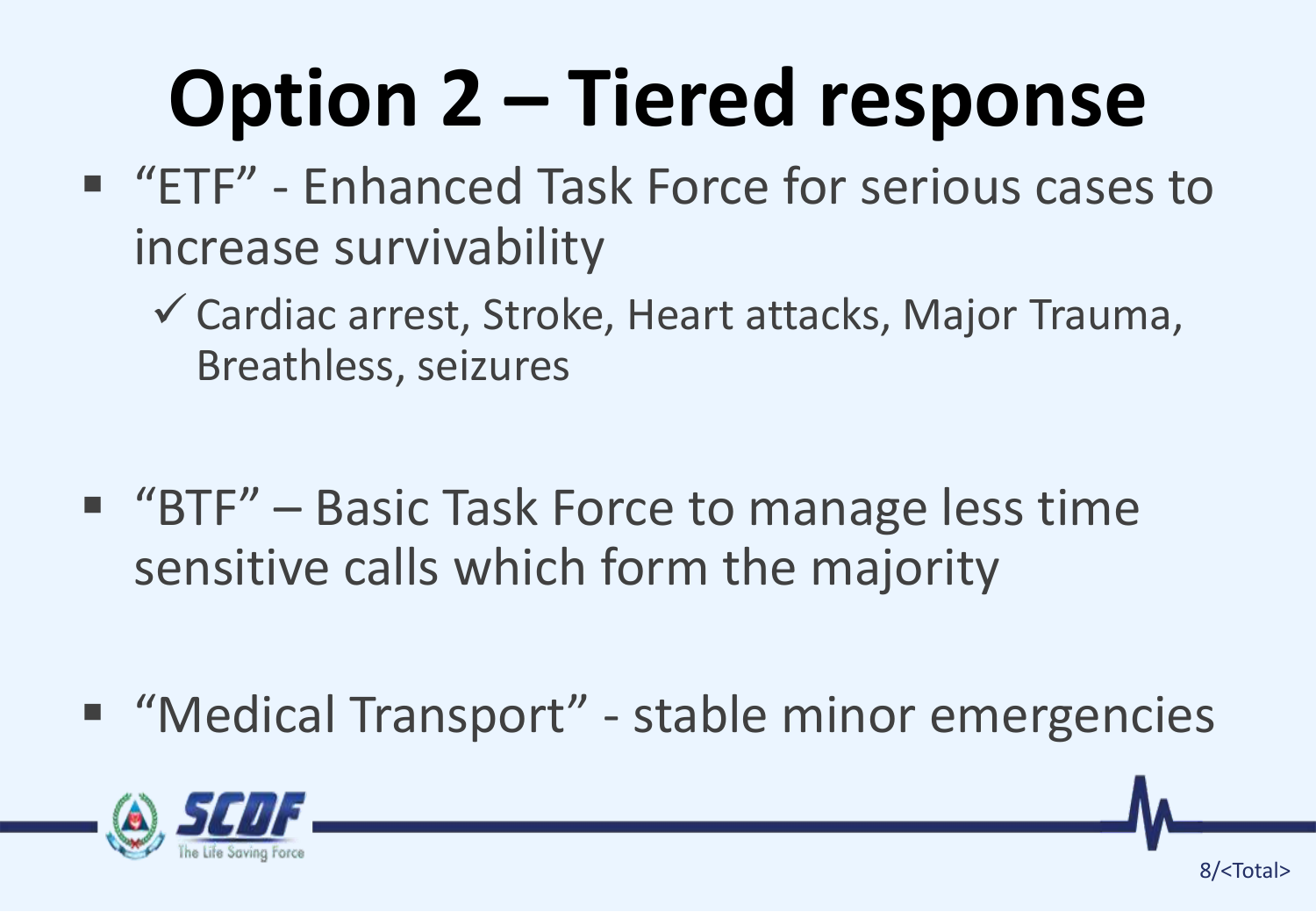# Option 2 – Tiered response

- "ETF" - Enhanced Task Force for serious cases to increase survivability
  - ✓ Cardiac arrest, Stroke, Heart attacks, Major Trauma, Breathless, seizures

- "BTF" – Basic Task Force to manage less time sensitive calls which form the majority

- "Medical Transport" - stable minor emergencies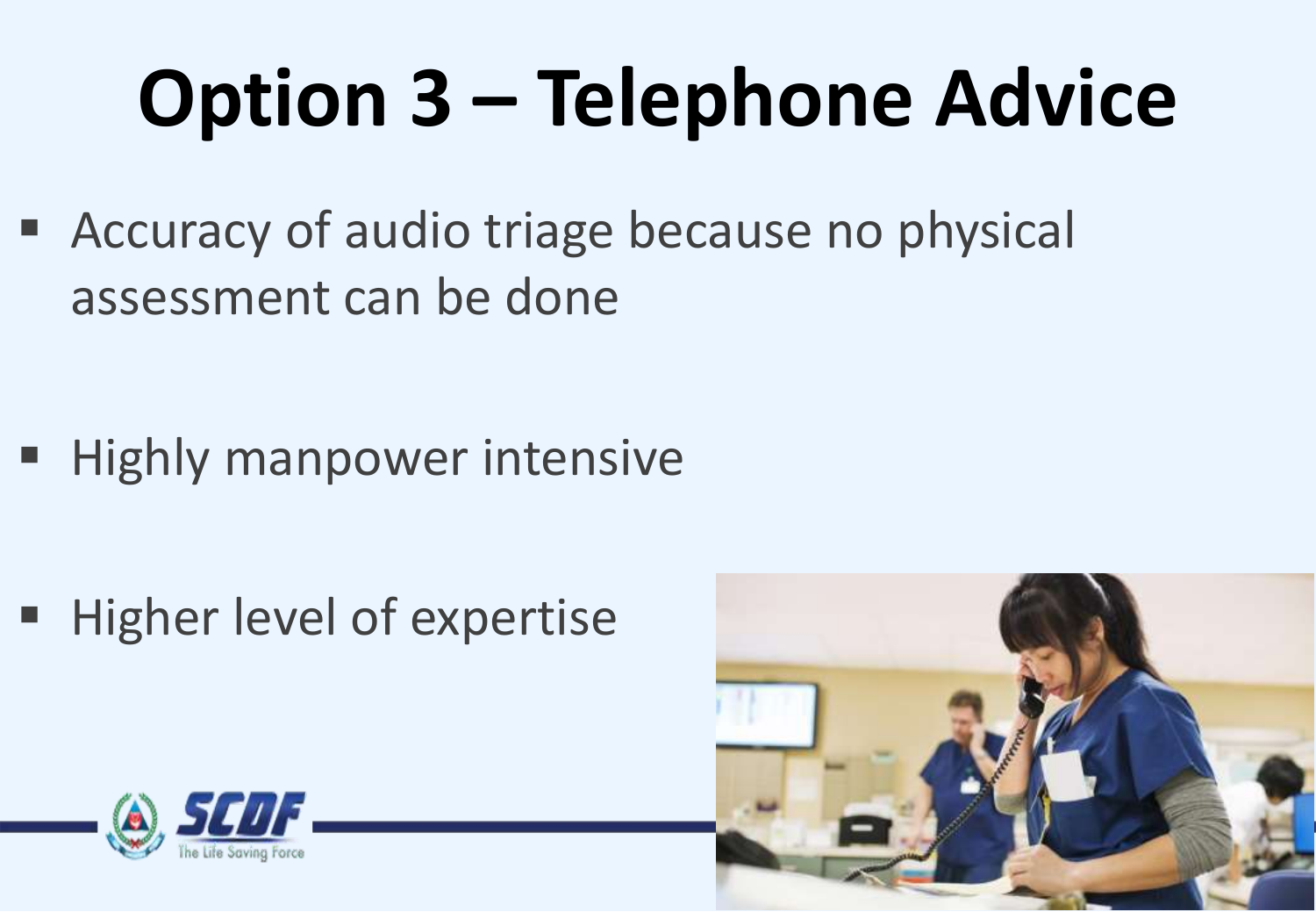# Option 3 – Telephone Advice

- Accuracy of audio triage because no physical assessment can be done
- Highly manpower intensive
- Higher level of expertise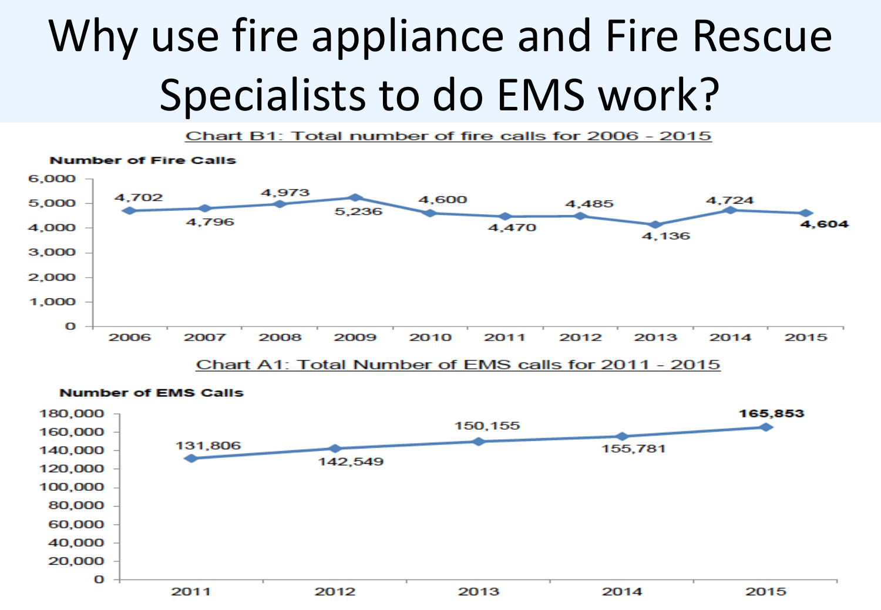# Why use fire appliance and Fire Rescue Specialists to do EMS work?

Chart B1: Total number of fire calls for 2006 - 2015

| Year | Number of Fire Calls |
|---|---|
| 2006 | 4,702 |
| 2007 | 4,796 |
| 2008 | 4,973 |
| 2009 | 5,236 |
| 2010 | 4,600 |
| 2011 | 4,470 |
| 2012 | 4,485 |
| 2013 | 4,136 |
| 2014 | 4,724 |
| 2015 | **4,604** |

Chart A1: Total Number of EMS calls for 2011 - 2015

| Year | Number of EMS Calls |
|---|---|
| 2011 | 131,806 |
| 2012 | 142,549 |
| 2013 | 150,155 |
| 2014 | 155,781 |
| 2015 | **165,853** |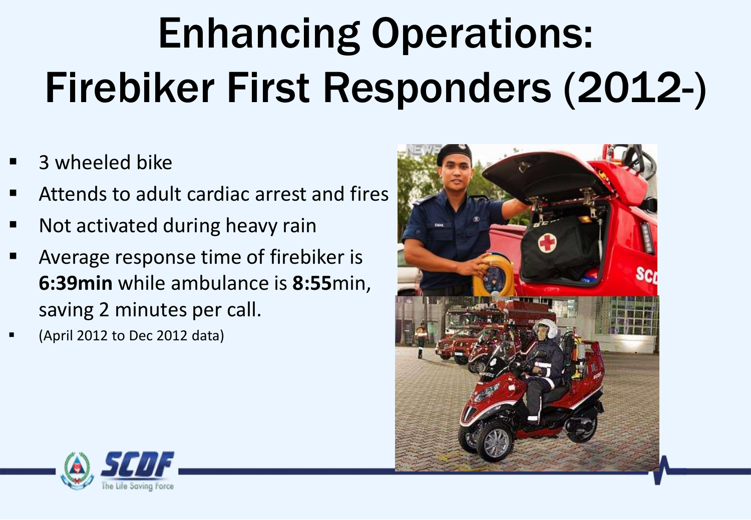# Enhancing Operations: Firebiker First Responders (2012-)

- 3 wheeled bike
- Attends to adult cardiac arrest and fires
- Not activated during heavy rain
- Average response time of firebiker is **6:39min** while ambulance is **8:55**min, saving 2 minutes per call.
- (April 2012 to Dec 2012 data)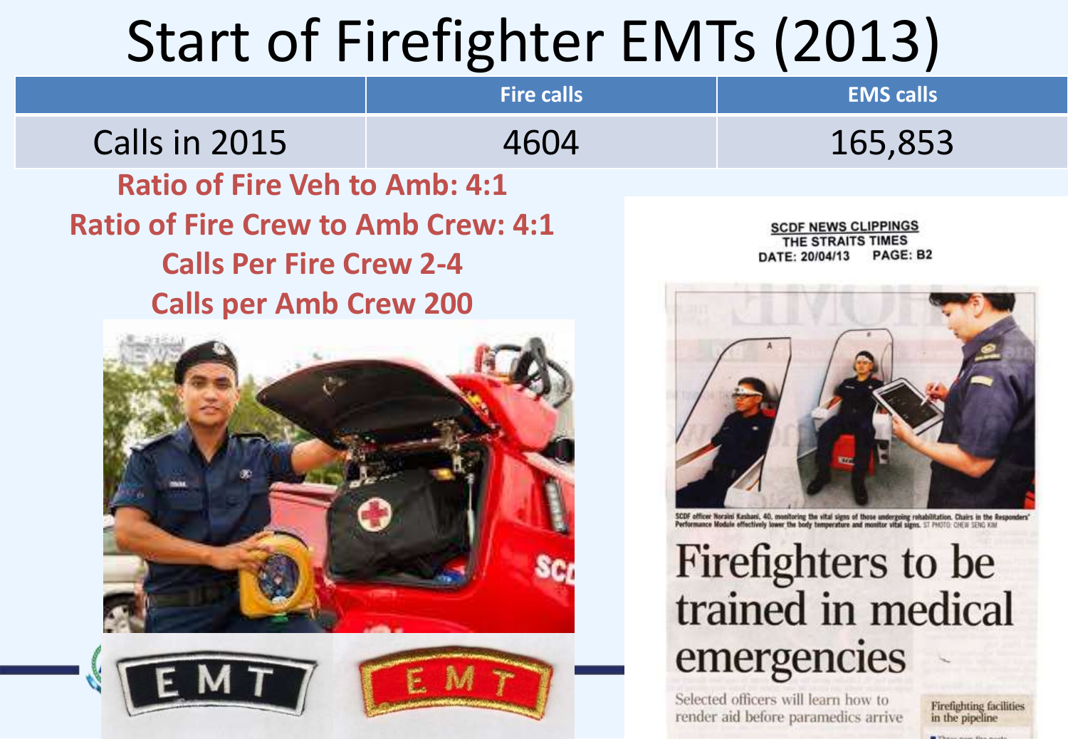# Start of Firefighter EMTs (2013)

| | Fire calls | EMS calls |
|---|---|---|
| Calls in 2015 | 4604 | 165,853 |

**Ratio of Fire Veh to Amb: 4:1**

**Ratio of Fire Crew to Amb Crew: 4:1**

**Calls Per Fire Crew 2-4**

**Calls per Amb Crew 200**

SCDF NEWS CLIPPINGS
THE STRAITS TIMES
DATE: 20/04/13 PAGE: B2

SCDF officer Noraini Kashani, 40, monitoring the vital signs of those undergoing rehabilitation. Chairs in the Responders' Performance Module effectively lower the body temperature and monitor vital signs. ST PHOTO: CHEW SENG KIM

## Firefighters to be trained in medical emergencies

Selected officers will learn how to render aid before paramedics arrive

Firefighting facilities in the pipeline

EMT

EMT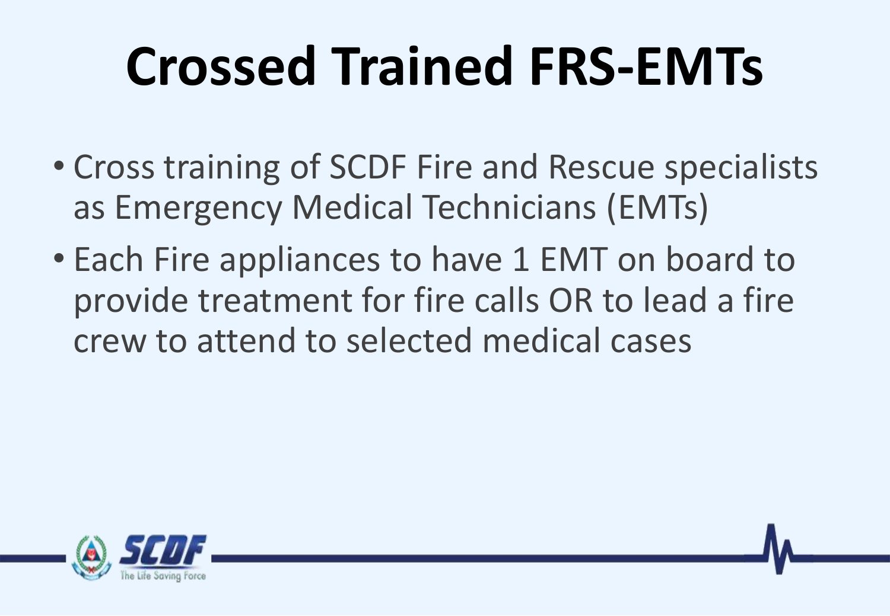# Crossed Trained FRS-EMTs

- Cross training of SCDF Fire and Rescue specialists as Emergency Medical Technicians (EMTs)
- Each Fire appliances to have 1 EMT on board to provide treatment for fire calls OR to lead a fire crew to attend to selected medical cases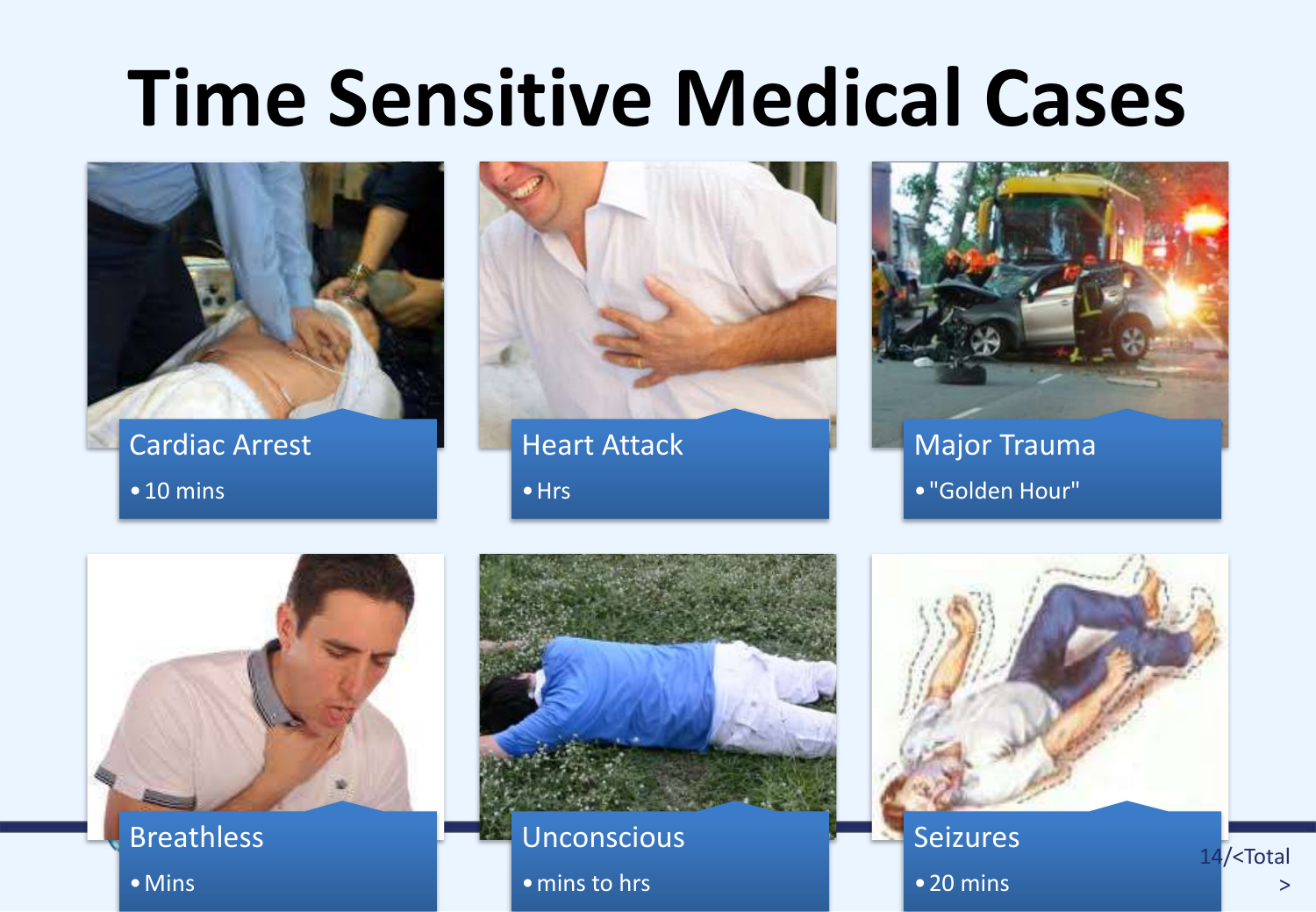# Time Sensitive Medical Cases

### Cardiac Arrest
- 10 mins

### Heart Attack
- Hrs

### Major Trauma
- "Golden Hour"

### Breathless
- Mins

### Unconscious
- mins to hrs

### Seizures
- 20 mins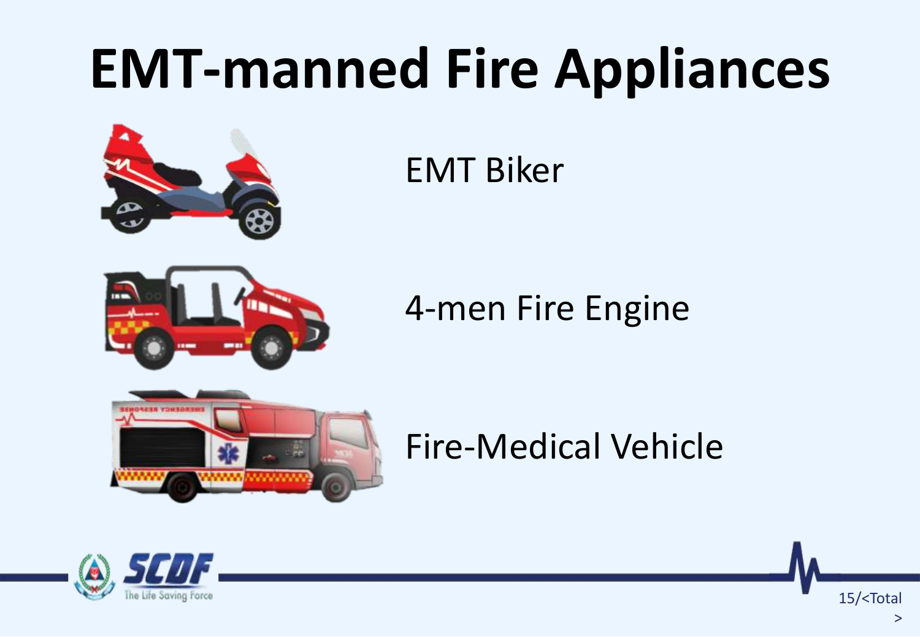# EMT-manned Fire Appliances

EMT Biker

4-men Fire Engine

Fire-Medical Vehicle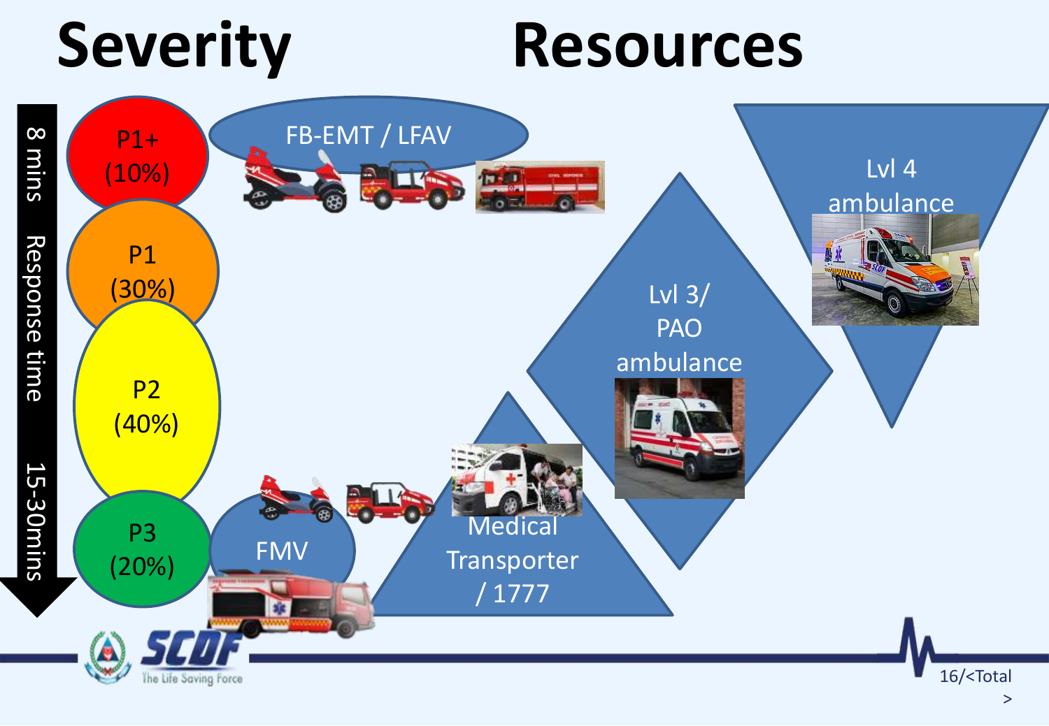# Severity

# Resources

8 mins — Response time — 15-30mins

P1+ (10%)

P1 (30%)

P2 (40%)

P3 (20%)

FB-EMT / LFAV

FMV

Medical Transporter / 1777

Lvl 3/ PAO ambulance

Lvl 4 ambulance

SCDF The Life Saving Force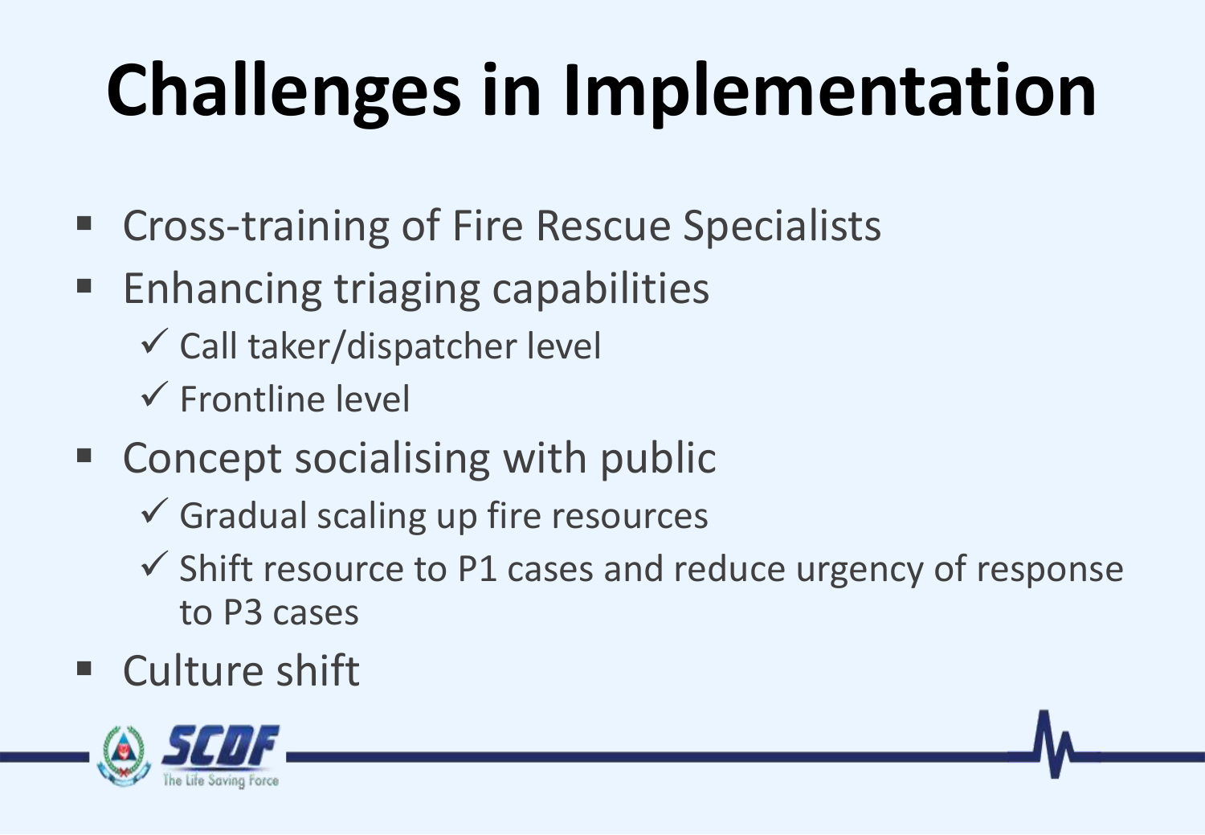# Challenges in Implementation

- Cross-training of Fire Rescue Specialists
- Enhancing triaging capabilities
  - ✓ Call taker/dispatcher level
  - ✓ Frontline level
- Concept socialising with public
  - ✓ Gradual scaling up fire resources
  - ✓ Shift resource to P1 cases and reduce urgency of response to P3 cases
- Culture shift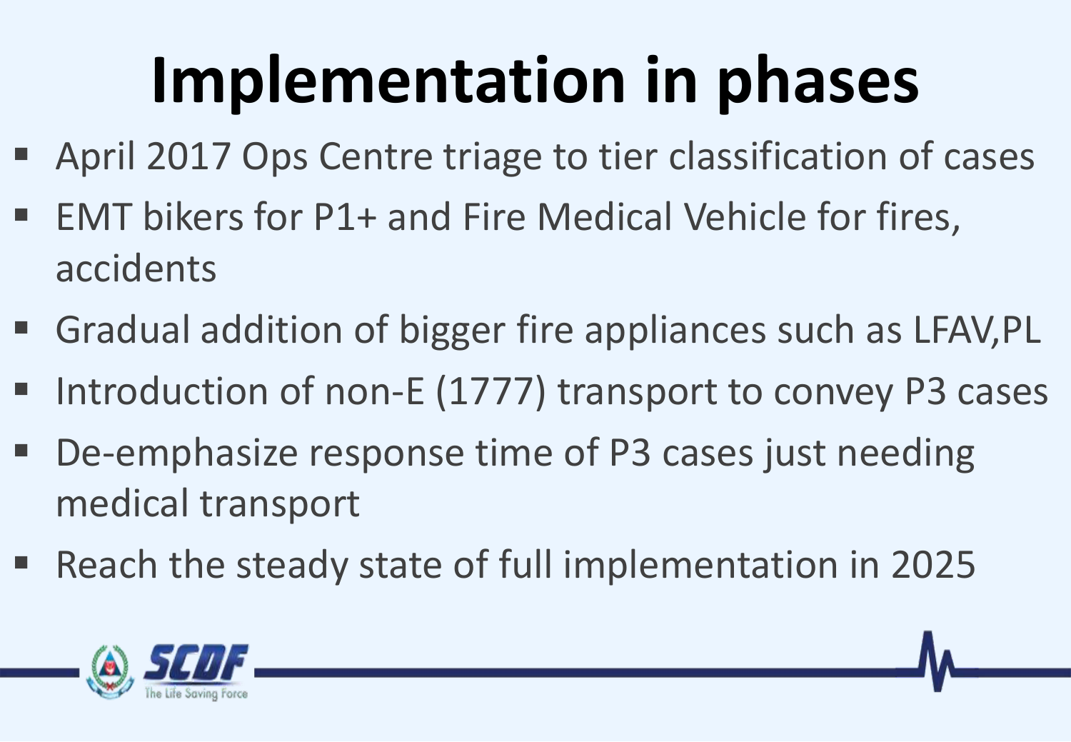# Implementation in phases

- April 2017 Ops Centre triage to tier classification of cases
- EMT bikers for P1+ and Fire Medical Vehicle for fires, accidents
- Gradual addition of bigger fire appliances such as LFAV,PL
- Introduction of non-E (1777) transport to convey P3 cases
- De-emphasize response time of P3 cases just needing medical transport
- Reach the steady state of full implementation in 2025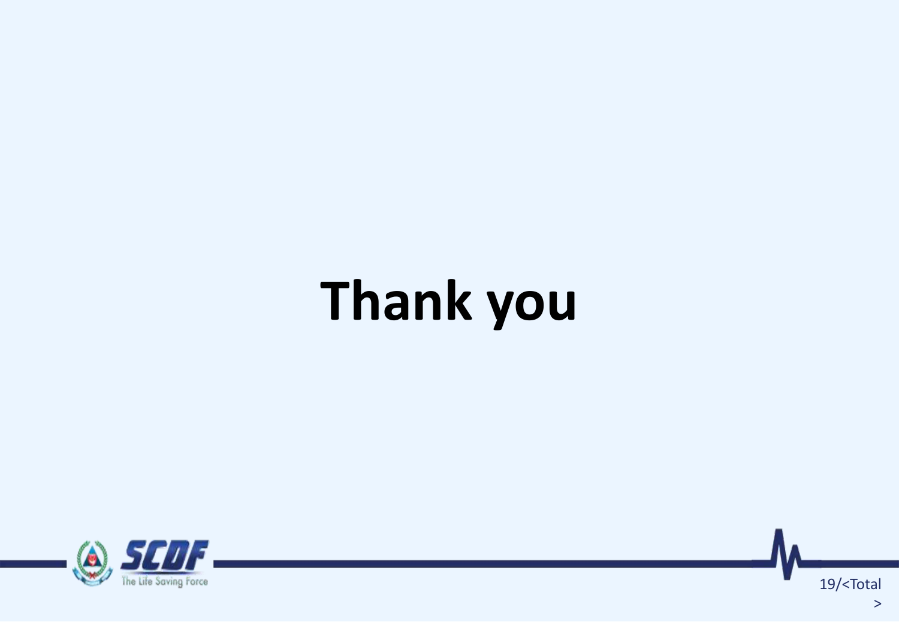# Thank you